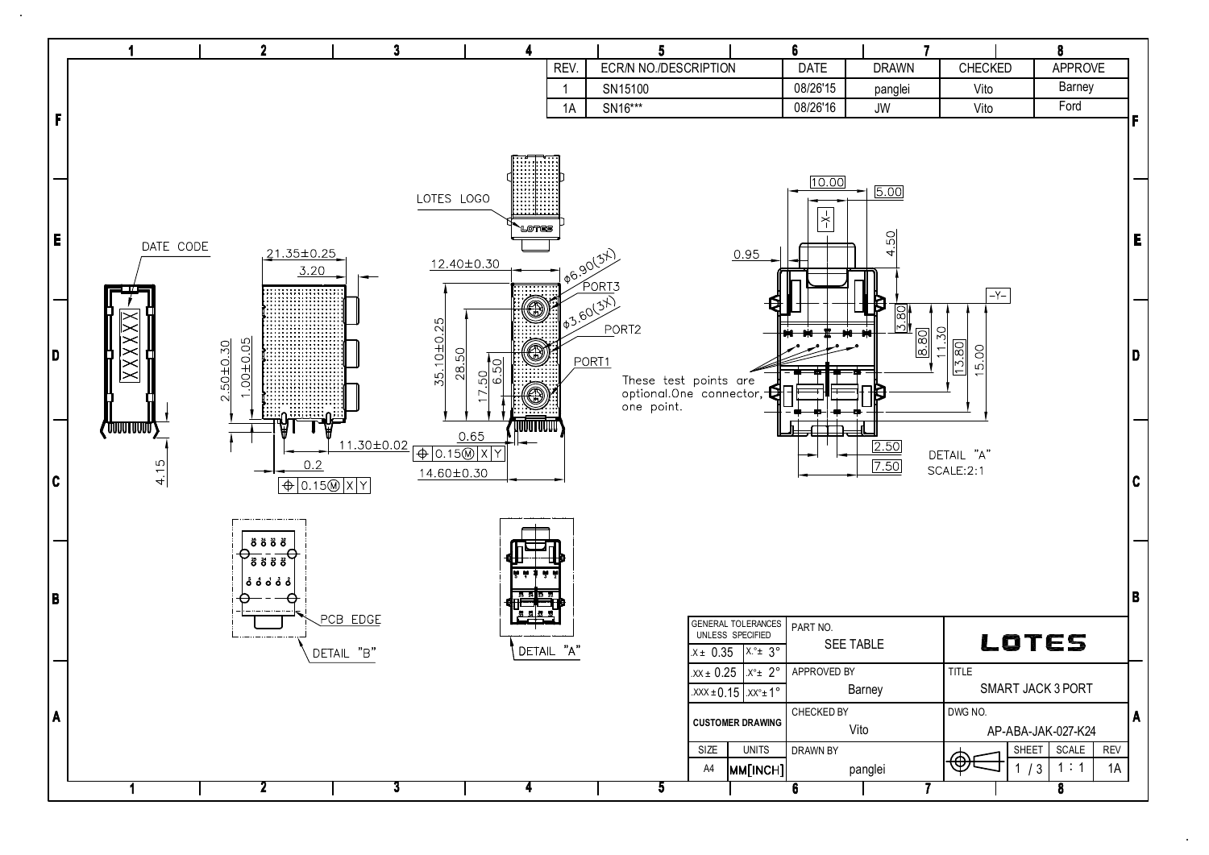| REV. | ECR/N NO./DESCRIPTION | DATE | DRAWN | CHECKED | APPROVE |
|---|---|---|---|---|---|
| 1 | SN15100 | 08/26'15 | panglei | Vito | Barney |
| 1A | SN16*** | 08/26'16 | JW | Vito | Ford |

DATE CODE

XXXXXX

LOTES LOGO

21.35±0.25

3.20

2.50±0.30

1.00±0.05

11.30±0.02

0.2

⊕ 0.15Ⓜ X Y

4.15

12.40±0.30

ϕ6.90(3X)

PORT3

ϕ3.60(3X)

PORT2

PORT1

35.10±0.25

28.50

17.50

6.50

0.65

⊕ 0.15Ⓜ X Y

14.60±0.30

10.00

5.00

-X-

4.50

0.95

-Y-

3.80

8.80

11.30

13.80

15.00

These test points are optional.One connector, one point.

2.50

7.50

DETAIL "A"
SCALE:2:1

PCB EDGE

DETAIL "B"

DETAIL "A"

| GENERAL TOLERANCES UNLESS SPECIFIED | | PART NO. | |
|---|---|---|---|
| .X ± 0.35 | .X°± 3° | SEE TABLE | LOTES |
| .XX ± 0.25 | .X°± 2° | APPROVED BY: Barney | TITLE: SMART JACK 3 PORT |
| .XXX ± 0.15 | .XX°± 1° | | |
| CUSTOMER DRAWING | | CHECKED BY: Vito | DWG NO.: AP-ABA-JAK-027-K24 |
| SIZE: A4 | UNITS: MM[INCH] | DRAWN BY: panglei | SHEET: 1 / 3, SCALE: 1 : 1, REV: 1A |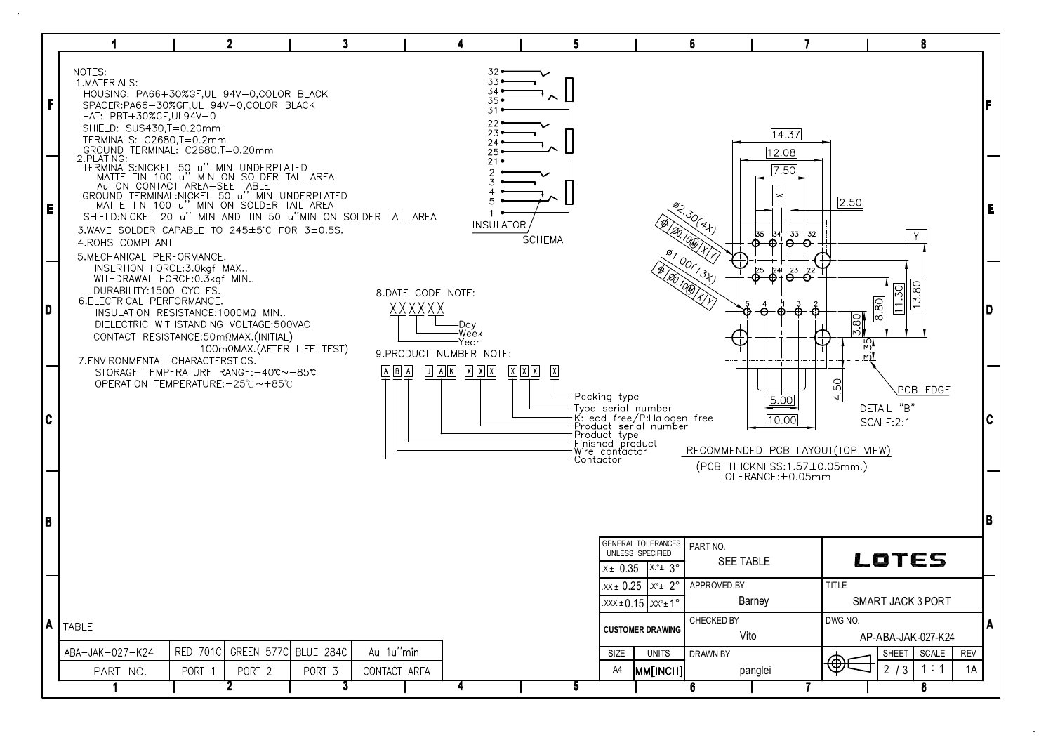NOTES:

1. MATERIALS:
   - HOUSING: PA66+30%GF,UL 94V-0,COLOR BLACK
   - SPACER:PA66+30%GF,UL 94V-0,COLOR BLACK
   - HAT: PBT+30%GF,UL94V-0
   - SHIELD: SUS430,T=0.20mm
   - TERMINALS: C2680,T=0.2mm
   - GROUND TERMINAL: C2680,T=0.20mm
2. PLATING:
   - TERMINALS:NICKEL 50 u'' MIN UNDERPLATED
     - MATTE TIN 100 u'' MIN ON SOLDER TAIL AREA
     - Au ON CONTACT AREA-SEE TABLE
   - GROUND TERMINAL:NICKEL 50 u'' MIN UNDERPLATED
     - MATTE TIN 100 u'' MIN ON SOLDER TAIL AREA
   - SHIELD:NICKEL 20 u'' MIN AND TIN 50 u''MIN ON SOLDER TAIL AREA
3. WAVE SOLDER CAPABLE TO 245±5°C FOR 3±0.5S.
4. ROHS COMPLIANT
5. MECHANICAL PERFORMANCE.
   - INSERTION FORCE:3.0kgf MAX..
   - WITHDRAWAL FORCE:0.3kgf MIN..
   - DURABILITY:1500 CYCLES.
6. ELECTRICAL PERFORMANCE.
   - INSULATION RESISTANCE:1000MΩ MIN..
   - DIELECTRIC WITHSTANDING VOLTAGE:500VAC
   - CONTACT RESISTANCE:50mΩMAX.(INITIAL)
   - 100mΩMAX.(AFTER LIFE TEST)
7. ENVIRONMENTAL CHARACTERSTICS.
   - STORAGE TEMPERATURE RANGE:-40℃~+85℃
   - OPERATION TEMPERATURE:-25℃~+85℃
8. DATE CODE NOTE:

   XXXXXX — Year / Week / Day

9. PRODUCT NUMBER NOTE:

   A B A  J A K  X X X  X X X  X

   - Contactor
   - Wire contactor
   - Finished product
   - Product type
   - Product serial number
   - K:Lead free/P:Halogen free
   - Type serial number
   - Packing type

SCHEMA

32, 33, 34, 35, 31
22, 23, 24, 25, 21
2, 3, 4, 5, 1
INSULATOR

RECOMMENDED PCB LAYOUT(TOP VIEW)

(PCB THICKNESS:1.57±0.05mm.)
TOLERANCE:±0.05mm

DETAIL "B"
SCALE:2:1

Ø2.30(4X) Ø0.10Ⓜ X Y
Ø1.00(13X) Ø0.10Ⓜ X Y
14.37, 12.08, 7.50, 2.50, 13.80, 11.30, 8.80, 3.80, 3.35, 4.50, 5.00, 10.00
PCB EDGE

TABLE

| ABA-JAK-027-K24 | RED 701C | GREEN 577C | BLUE 284C | Au 1u''min |
|---|---|---|---|---|
| PART NO. | PORT 1 | PORT 2 | PORT 3 | CONTACT AREA |

| GENERAL TOLERANCES UNLESS SPECIFIED | | PART NO. | |
|---|---|---|---|
| .X ± 0.35 | X.° ± 3° | SEE TABLE | LOTES |
| .XX ± 0.25 | .X° ± 2° | APPROVED BY: Barney | TITLE: SMART JACK 3 PORT |
| .XXX ± 0.15 | .XX° ± 1° | | |
| CUSTOMER DRAWING | | CHECKED BY: Vito | DWG NO.: AP-ABA-JAK-027-K24 |
| SIZE: A4 | UNITS: MM[INCH] | DRAWN BY: panglei | SHEET: 2 / 3, SCALE: 1 : 1, REV: 1A |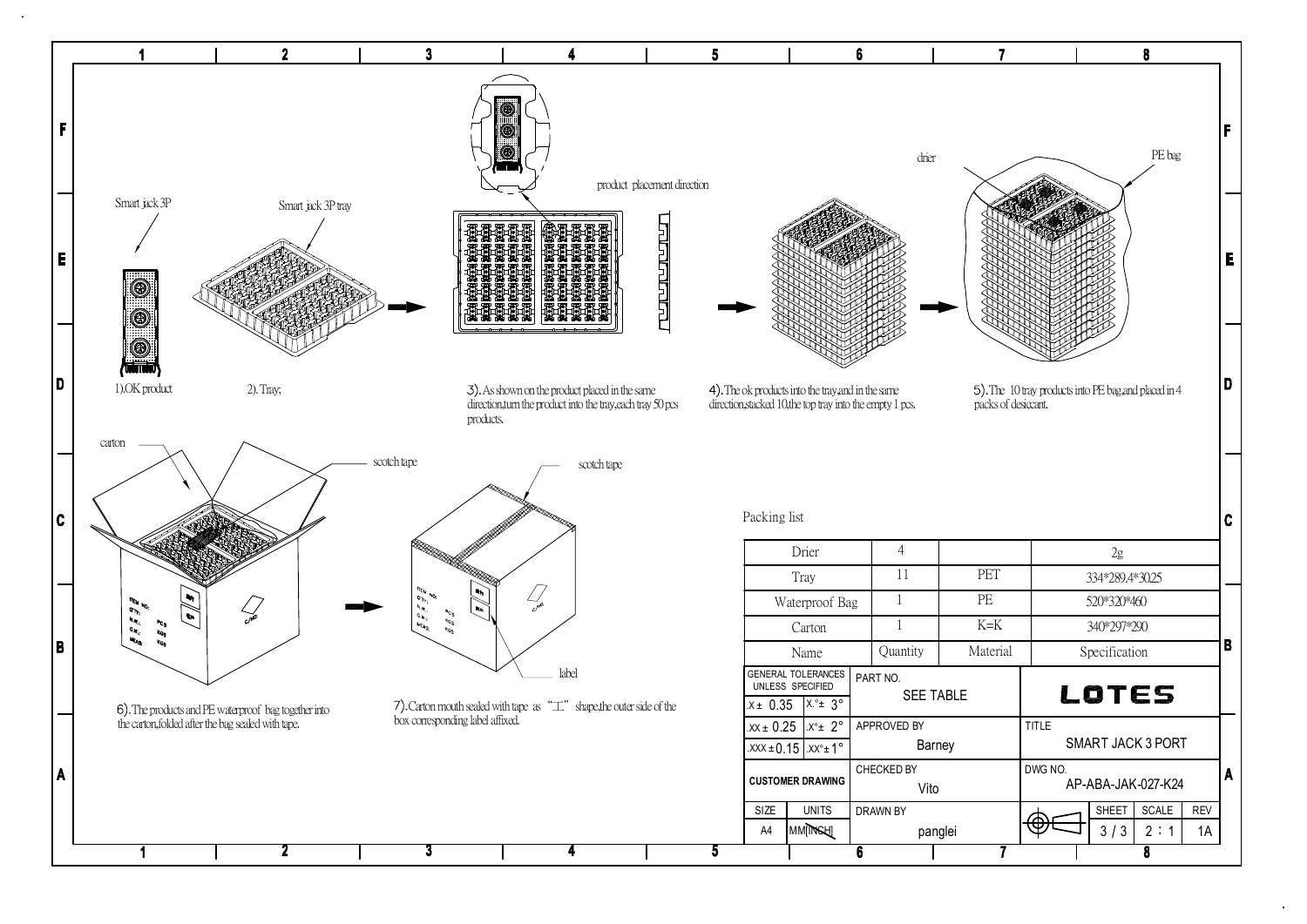Smart jack 3P

Smart jack 3P tray

product placement direction

drier

PE bag

1).OK product

2).Tray;

3).As shown on the product placed in the same direction,turn the product into the tray,each tray 50 pcs products.

4).The ok products into the tray,and in the same direction,stacked 10,the top tray into the empty 1 pcs.

5).The 10 tray products into PE bag,and placed in 4 packs of desiccant.

carton

scotch tape

scotch tape

label

6).The products and PE waterproof bag together into the carton,folded after the bag sealed with tape.

7).Carton mouth sealed with tape as "工" shape,the outer side of the box corresponding label affixed.

Packing list

| Name | Quantity | Material | Specification |
| --- | --- | --- | --- |
| Drier | 4 | | 2g |
| Tray | 11 | PET | 334*289.4*30.25 |
| Waterproof Bag | 1 | PE | 520*320*460 |
| Carton | 1 | K=K | 340*297*290 |

| | | | |
| --- | --- | --- | --- |
| GENERAL TOLERANCES UNLESS SPECIFIED | PART NO. SEE TABLE | LOTES | |
| .X ± 0.35 / X.°± 3° | | | |
| .XX ± 0.25 / .X°± 2° | APPROVED BY Barney | TITLE SMART JACK 3 PORT | |
| .XXX ± 0.15 / .XX°± 1° | | | |
| CUSTOMER DRAWING | CHECKED BY Vito | DWG NO. AP-ABA-JAK-027-K24 | |
| SIZE A4 / UNITS MM[INCH] | DRAWN BY panglei | SHEET 3 / 3 / SCALE 2 : 1 | REV 1A |